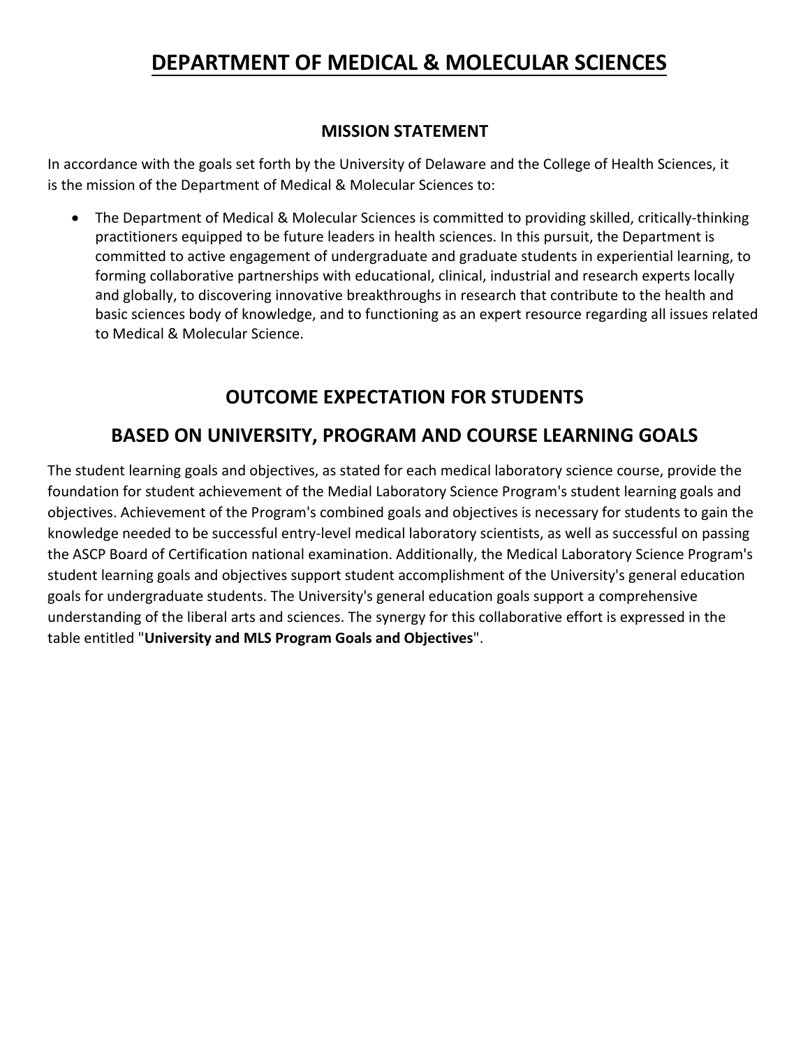# DEPARTMENT OF MEDICAL & MOLECULAR SCIENCES

## MISSION STATEMENT

In accordance with the goals set forth by the University of Delaware and the College of Health Sciences, it is the mission of the Department of Medical & Molecular Sciences to:

- The Department of Medical & Molecular Sciences is committed to providing skilled, critically-thinking practitioners equipped to be future leaders in health sciences. In this pursuit, the Department is committed to active engagement of undergraduate and graduate students in experiential learning, to forming collaborative partnerships with educational, clinical, industrial and research experts locally and globally, to discovering innovative breakthroughs in research that contribute to the health and basic sciences body of knowledge, and to functioning as an expert resource regarding all issues related to Medical & Molecular Science.

## OUTCOME EXPECTATION FOR STUDENTS

## BASED ON UNIVERSITY, PROGRAM AND COURSE LEARNING GOALS

The student learning goals and objectives, as stated for each medical laboratory science course, provide the foundation for student achievement of the Medial Laboratory Science Program's student learning goals and objectives. Achievement of the Program's combined goals and objectives is necessary for students to gain the knowledge needed to be successful entry-level medical laboratory scientists, as well as successful on passing the ASCP Board of Certification national examination. Additionally, the Medical Laboratory Science Program's student learning goals and objectives support student accomplishment of the University's general education goals for undergraduate students. The University's general education goals support a comprehensive understanding of the liberal arts and sciences. The synergy for this collaborative effort is expressed in the table entitled "**University and MLS Program Goals and Objectives**".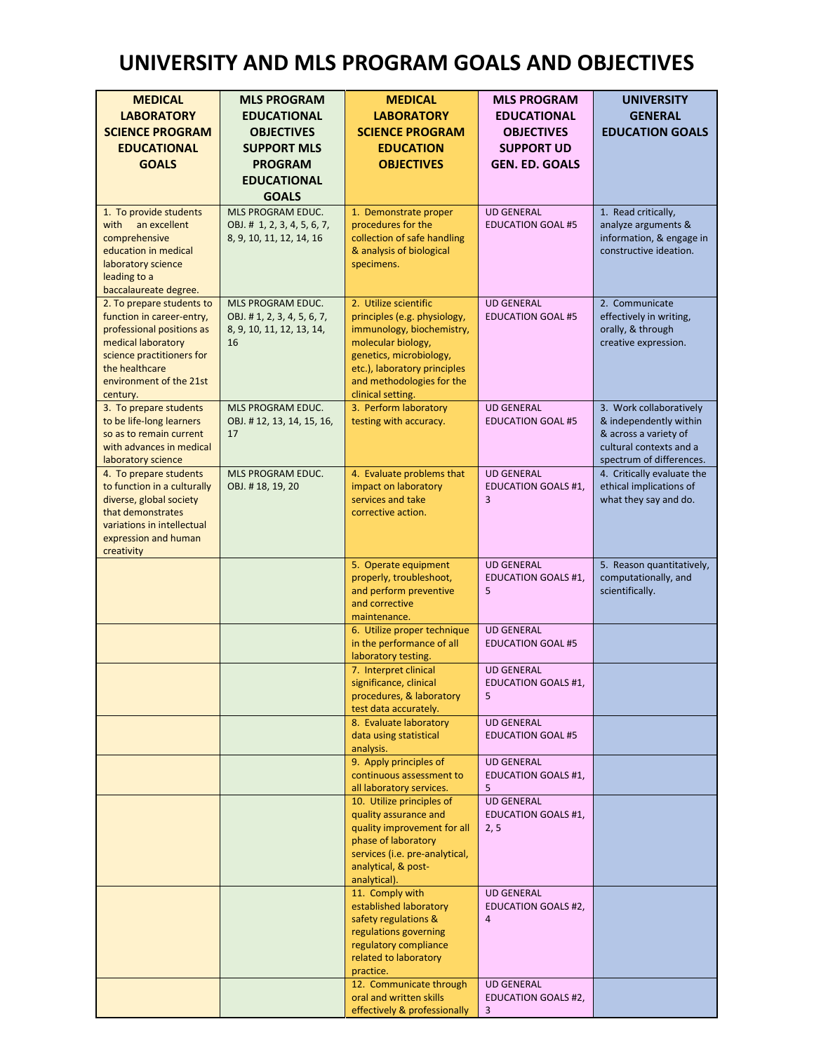# UNIVERSITY AND MLS PROGRAM GOALS AND OBJECTIVES

| MEDICAL LABORATORY SCIENCE PROGRAM EDUCATIONAL GOALS | MLS PROGRAM EDUCATIONAL OBJECTIVES SUPPORT MLS PROGRAM EDUCATIONAL GOALS | MEDICAL LABORATORY SCIENCE PROGRAM EDUCATION OBJECTIVES | MLS PROGRAM EDUCATIONAL OBJECTIVES SUPPORT UD GEN. ED. GOALS | UNIVERSITY GENERAL EDUCATION GOALS |
|---|---|---|---|---|
| 1. To provide students with an excellent comprehensive education in medical laboratory science leading to a baccalaureate degree. | MLS PROGRAM EDUC. OBJ. # 1, 2, 3, 4, 5, 6, 7, 8, 9, 10, 11, 12, 14, 16 | 1. Demonstrate proper procedures for the collection of safe handling & analysis of biological specimens. | UD GENERAL EDUCATION GOAL #5 | 1. Read critically, analyze arguments & information, & engage in constructive ideation. |
| 2. To prepare students to function in career-entry, professional positions as medical laboratory science practitioners for the healthcare environment of the 21st century. | MLS PROGRAM EDUC. OBJ. # 1, 2, 3, 4, 5, 6, 7, 8, 9, 10, 11, 12, 13, 14, 16 | 2. Utilize scientific principles (e.g. physiology, immunology, biochemistry, molecular biology, genetics, microbiology, etc.), laboratory principles and methodologies for the clinical setting. | UD GENERAL EDUCATION GOAL #5 | 2. Communicate effectively in writing, orally, & through creative expression. |
| 3. To prepare students to be life-long learners so as to remain current with advances in medical laboratory science | MLS PROGRAM EDUC. OBJ. # 12, 13, 14, 15, 16, 17 | 3. Perform laboratory testing with accuracy. | UD GENERAL EDUCATION GOAL #5 | 3. Work collaboratively & independently within & across a variety of cultural contexts and a spectrum of differences. |
| 4. To prepare students to function in a culturally diverse, global society that demonstrates variations in intellectual expression and human creativity | MLS PROGRAM EDUC. OBJ. # 18, 19, 20 | 4. Evaluate problems that impact on laboratory services and take corrective action. | UD GENERAL EDUCATION GOALS #1, 3 | 4. Critically evaluate the ethical implications of what they say and do. |
| | | 5. Operate equipment properly, troubleshoot, and perform preventive and corrective maintenance. | UD GENERAL EDUCATION GOALS #1, 5 | 5. Reason quantitatively, computationally, and scientifically. |
| | | 6. Utilize proper technique in the performance of all laboratory testing. | UD GENERAL EDUCATION GOAL #5 | |
| | | 7. Interpret clinical significance, clinical procedures, & laboratory test data accurately. | UD GENERAL EDUCATION GOALS #1, 5 | |
| | | 8. Evaluate laboratory data using statistical analysis. | UD GENERAL EDUCATION GOAL #5 | |
| | | 9. Apply principles of continuous assessment to all laboratory services. | UD GENERAL EDUCATION GOALS #1, 5 | |
| | | 10. Utilize principles of quality assurance and quality improvement for all phase of laboratory services (i.e. pre-analytical, analytical, & post-analytical). | UD GENERAL EDUCATION GOALS #1, 2, 5 | |
| | | 11. Comply with established laboratory safety regulations & regulations governing regulatory compliance related to laboratory practice. | UD GENERAL EDUCATION GOALS #2, 4 | |
| | | 12. Communicate through oral and written skills effectively & professionally | UD GENERAL EDUCATION GOALS #2, 3 | |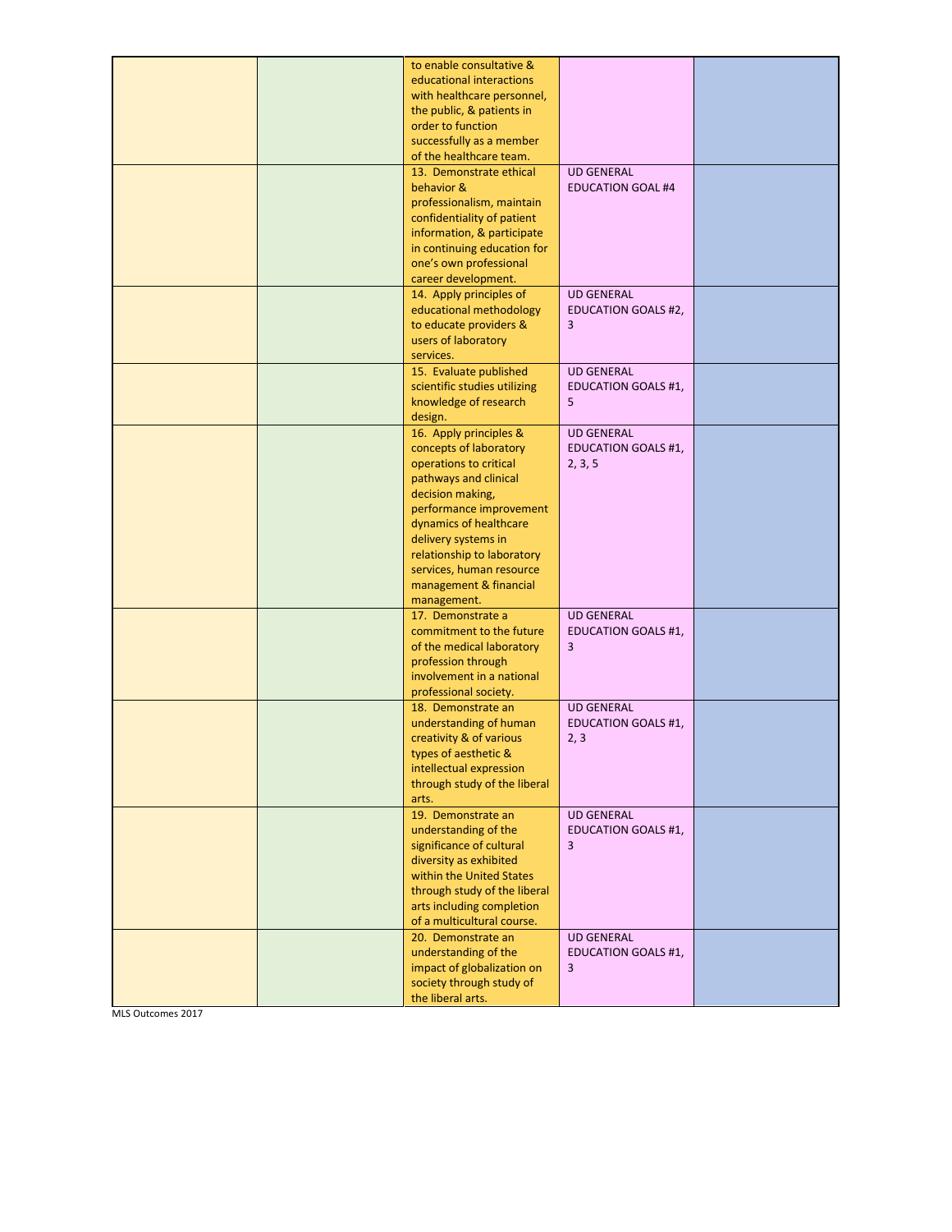| | | | | |
|---|---|---|---|---|
| | | to enable consultative & educational interactions with healthcare personnel, the public, & patients in order to function successfully as a member of the healthcare team. | | |
| | | 13. Demonstrate ethical behavior & professionalism, maintain confidentiality of patient information, & participate in continuing education for one's own professional career development. | UD GENERAL EDUCATION GOAL #4 | |
| | | 14. Apply principles of educational methodology to educate providers & users of laboratory services. | UD GENERAL EDUCATION GOALS #2, 3 | |
| | | 15. Evaluate published scientific studies utilizing knowledge of research design. | UD GENERAL EDUCATION GOALS #1, 5 | |
| | | 16. Apply principles & concepts of laboratory operations to critical pathways and clinical decision making, performance improvement dynamics of healthcare delivery systems in relationship to laboratory services, human resource management & financial management. | UD GENERAL EDUCATION GOALS #1, 2, 3, 5 | |
| | | 17. Demonstrate a commitment to the future of the medical laboratory profession through involvement in a national professional society. | UD GENERAL EDUCATION GOALS #1, 3 | |
| | | 18. Demonstrate an understanding of human creativity & of various types of aesthetic & intellectual expression through study of the liberal arts. | UD GENERAL EDUCATION GOALS #1, 2, 3 | |
| | | 19. Demonstrate an understanding of the significance of cultural diversity as exhibited within the United States through study of the liberal arts including completion of a multicultural course. | UD GENERAL EDUCATION GOALS #1, 3 | |
| | | 20. Demonstrate an understanding of the impact of globalization on society through study of the liberal arts. | UD GENERAL EDUCATION GOALS #1, 3 | |

MLS Outcomes 2017